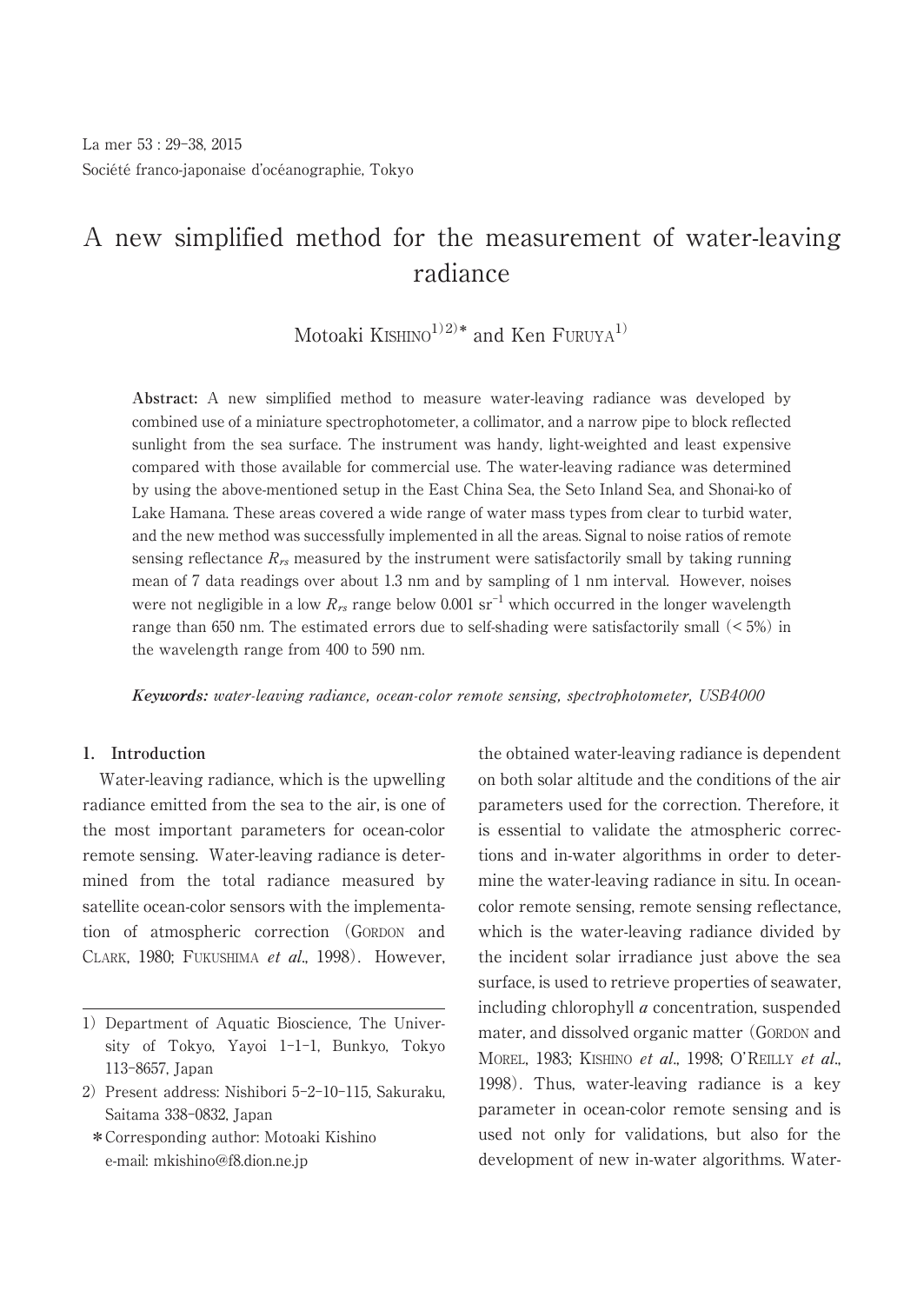# A new simplified method for the measurement of water-leaving radiance

Motoaki KISHINO[1) 2)*] and Ken FURUYA[1)]

**Abstract:** A new simplified method to measure water-leaving radiance was developed by combined use of a miniature spectrophotometer, a collimator, and a narrow pipe to block reflected sunlight from the sea surface. The instrument was handy, light-weighted and least expensive compared with those available for commercial use. The water-leaving radiance was determined by using the above-mentioned setup in the East China Sea, the Seto Inland Sea, and Shonai-ko of Lake Hamana. These areas covered a wide range of water mass types from clear to turbid water, and the new method was successfully implemented in all the areas. Signal to noise ratios of remote sensing reflectance $R_{rs}$ measured by the instrument were satisfactorily small by taking running mean of 7 data readings over about 1.3 nm and by sampling of 1 nm interval. However, noises were not negligible in a low $R_{rs}$ range below 0.001 $sr^{-1}$ which occurred in the longer wavelength range than 650 nm. The estimated errors due to self-shading were satisfactorily small (< 5%) in the wavelength range from 400 to 590 nm.

***Keywords:*** *water-leaving radiance, ocean-color remote sensing, spectrophotometer, USB4000*

## 1. Introduction

Water-leaving radiance, which is the upwelling radiance emitted from the sea to the air, is one of the most important parameters for ocean-color remote sensing. Water-leaving radiance is determined from the total radiance measured by satellite ocean-color sensors with the implementation of atmospheric correction (GORDON and CLARK, 1980; FUKUSHIMA *et al.*, 1998). However, the obtained water-leaving radiance is dependent on both solar altitude and the conditions of the air parameters used for the correction. Therefore, it is essential to validate the atmospheric corrections and in-water algorithms in order to determine the water-leaving radiance in situ. In ocean-color remote sensing, remote sensing reflectance, which is the water-leaving radiance divided by the incident solar irradiance just above the sea surface, is used to retrieve properties of seawater, including chlorophyll *a* concentration, suspended mater, and dissolved organic matter (GORDON and MOREL, 1983; KISHINO *et al.*, 1998; O'REILLY *et al.*, 1998). Thus, water-leaving radiance is a key parameter in ocean-color remote sensing and is used not only for validations, but also for the development of new in-water algorithms. Water-

---

1) Department of Aquatic Bioscience, The University of Tokyo, Yayoi 1-1-1, Bunkyo, Tokyo 113-8657, Japan

2) Present address: Nishibori 5-2-10-115, Sakuraku, Saitama 338-0832, Japan

\*Corresponding author: Motoaki Kishino
e-mail: mkishino@f8.dion.ne.jp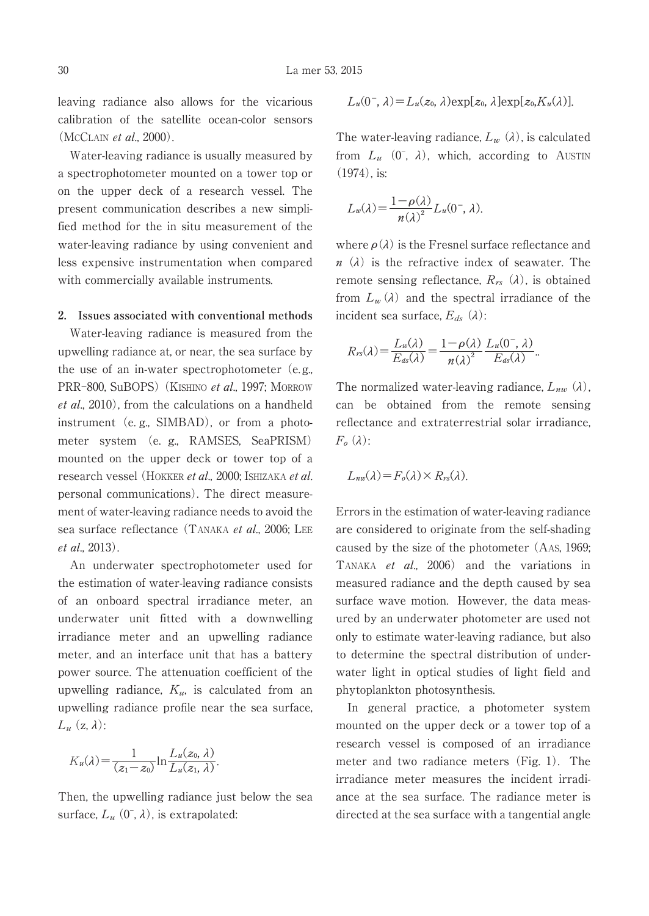leaving radiance also allows for the vicarious calibration of the satellite ocean-color sensors (McClain *et al*., 2000).

Water-leaving radiance is usually measured by a spectrophotometer mounted on a tower top or on the upper deck of a research vessel. The present communication describes a new simplified method for the in situ measurement of the water-leaving radiance by using convenient and less expensive instrumentation when compared with commercially available instruments.

## 2. Issues associated with conventional methods

Water-leaving radiance is measured from the upwelling radiance at, or near, the sea surface by the use of an in-water spectrophotometer (e.g., PRR-800, SuBOPS) (Kishino *et al*., 1997; Morrow *et al*., 2010), from the calculations on a handheld instrument (e.g., SIMBAD), or from a photometer system (e.g., RAMSES, SeaPRISM) mounted on the upper deck or tower top of a research vessel (Hokker *et al*., 2000; Ishizaka *et al*. personal communications). The direct measurement of water-leaving radiance needs to avoid the sea surface reflectance (Tanaka *et al*., 2006; Lee *et al*., 2013).

An underwater spectrophotometer used for the estimation of water-leaving radiance consists of an onboard spectral irradiance meter, an underwater unit fitted with a downwelling irradiance meter and an upwelling radiance meter, and an interface unit that has a battery power source. The attenuation coefficient of the upwelling radiance, $K_u$, is calculated from an upwelling radiance profile near the sea surface, $L_u$ $(z, \lambda)$:

$$K_u(\lambda) = \frac{1}{(z_1 - z_0)} \ln \frac{L_u(z_0, \lambda)}{L_u(z_1, \lambda)}.$$

Then, the upwelling radiance just below the sea surface, $L_u$ $(0^-, \lambda)$, is extrapolated:

$$L_u(0^-, \lambda) = L_u(z_0, \lambda)\exp[z_0, \lambda]\exp[z_0, K_u(\lambda)].$$

The water-leaving radiance, $L_w$ $(\lambda)$, is calculated from $L_u$ $(0^-, \lambda)$, which, according to Austin (1974), is:

$$L_w(\lambda) = \frac{1 - \rho(\lambda)}{n(\lambda)^2} L_u(0^-, \lambda).$$

where $\rho(\lambda)$ is the Fresnel surface reflectance and $n$ $(\lambda)$ is the refractive index of seawater. The remote sensing reflectance, $R_{rs}$ $(\lambda)$, is obtained from $L_w(\lambda)$ and the spectral irradiance of the incident sea surface, $E_{ds}$ $(\lambda)$:

$$R_{rs}(\lambda) = \frac{L_w(\lambda)}{E_{ds}(\lambda)} = \frac{1 - \rho(\lambda)}{n(\lambda)^2} \frac{L_u(0^-, \lambda)}{E_{ds}(\lambda)}..$$

The normalized water-leaving radiance, $L_{nw}$ $(\lambda)$, can be obtained from the remote sensing reflectance and extraterrestrial solar irradiance, $F_o$ $(\lambda)$:

$$L_{nw}(\lambda) = F_o(\lambda) \times R_{rs}(\lambda).$$

Errors in the estimation of water-leaving radiance are considered to originate from the self-shading caused by the size of the photometer (Aas, 1969; Tanaka *et al*., 2006) and the variations in measured radiance and the depth caused by sea surface wave motion. However, the data measured by an underwater photometer are used not only to estimate water-leaving radiance, but also to determine the spectral distribution of underwater light in optical studies of light field and phytoplankton photosynthesis.

In general practice, a photometer system mounted on the upper deck or a tower top of a research vessel is composed of an irradiance meter and two radiance meters (Fig. 1). The irradiance meter measures the incident irradiance at the sea surface. The radiance meter is directed at the sea surface with a tangential angle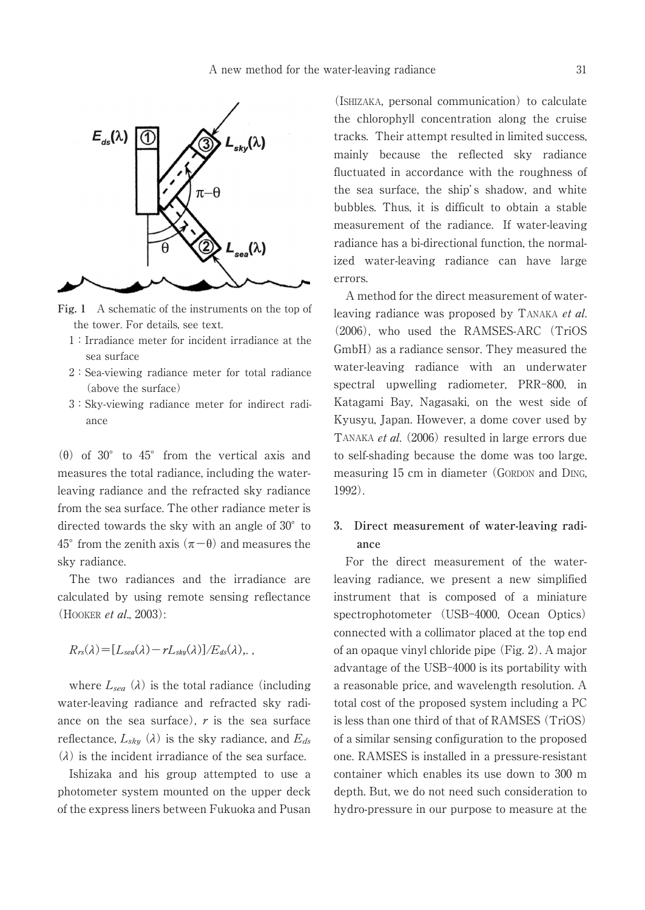**Fig. 1** A schematic of the instruments on the top of the tower. For details, see text.

1 : Irradiance meter for incident irradiance at the sea surface

2 : Sea-viewing radiance meter for total radiance (above the surface)

3 : Sky-viewing radiance meter for indirect radiance

(θ) of 30° to 45° from the vertical axis and measures the total radiance, including the water-leaving radiance and the refracted sky radiance from the sea surface. The other radiance meter is directed towards the sky with an angle of 30° to 45° from the zenith axis ($\pi-\theta$) and measures the sky radiance.

The two radiances and the irradiance are calculated by using remote sensing reflectance (HOOKER *et al*., 2003):

$$R_{rs}(\lambda)=[L_{sea}(\lambda)-rL_{sky}(\lambda)]/E_{ds}(\lambda),.,$$

where $L_{sea}(\lambda)$ is the total radiance (including water-leaving radiance and refracted sky radiance on the sea surface), $r$ is the sea surface reflectance, $L_{sky}(\lambda)$ is the sky radiance, and $E_{ds}(\lambda)$ is the incident irradiance of the sea surface.

Ishizaka and his group attempted to use a photometer system mounted on the upper deck of the express liners between Fukuoka and Pusan (ISHIZAKA, personal communication) to calculate the chlorophyll concentration along the cruise tracks. Their attempt resulted in limited success, mainly because the reflected sky radiance fluctuated in accordance with the roughness of the sea surface, the ship's shadow, and white bubbles. Thus, it is difficult to obtain a stable measurement of the radiance. If water-leaving radiance has a bi-directional function, the normalized water-leaving radiance can have large errors.

A method for the direct measurement of water-leaving radiance was proposed by TANAKA *et al*. (2006), who used the RAMSES-ARC (TriOS GmbH) as a radiance sensor. They measured the water-leaving radiance with an underwater spectral upwelling radiometer, PRR-800, in Katagami Bay, Nagasaki, on the west side of Kyusyu, Japan. However, a dome cover used by TANAKA *et al*. (2006) resulted in large errors due to self-shading because the dome was too large, measuring 15 cm in diameter (GORDON and DING, 1992).

## 3. Direct measurement of water-leaving radiance

For the direct measurement of the water-leaving radiance, we present a new simplified instrument that is composed of a miniature spectrophotometer (USB-4000, Ocean Optics) connected with a collimator placed at the top end of an opaque vinyl chloride pipe (Fig. 2). A major advantage of the USB-4000 is its portability with a reasonable price, and wavelength resolution. A total cost of the proposed system including a PC is less than one third of that of RAMSES (TriOS) of a similar sensing configuration to the proposed one. RAMSES is installed in a pressure-resistant container which enables its use down to 300 m depth. But, we do not need such consideration to hydro-pressure in our purpose to measure at the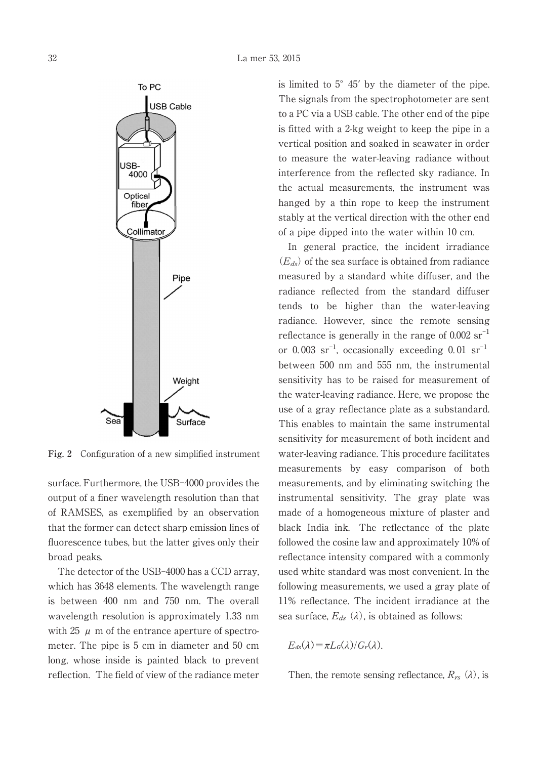Fig. 2 Configuration of a new simplified instrument

surface. Furthermore, the USB-4000 provides the output of a finer wavelength resolution than that of RAMSES, as exemplified by an observation that the former can detect sharp emission lines of fluorescence tubes, but the latter gives only their broad peaks.

The detector of the USB-4000 has a CCD array, which has 3648 elements. The wavelength range is between 400 nm and 750 nm. The overall wavelength resolution is approximately 1.33 nm with 25 $\mu$ m of the entrance aperture of spectrometer. The pipe is 5 cm in diameter and 50 cm long, whose inside is painted black to prevent reflection. The field of view of the radiance meter is limited to 5° 45′ by the diameter of the pipe. The signals from the spectrophotometer are sent to a PC via a USB cable. The other end of the pipe is fitted with a 2-kg weight to keep the pipe in a vertical position and soaked in seawater in order to measure the water-leaving radiance without interference from the reflected sky radiance. In the actual measurements, the instrument was hanged by a thin rope to keep the instrument stably at the vertical direction with the other end of a pipe dipped into the water within 10 cm.

In general practice, the incident irradiance ($E_{ds}$) of the sea surface is obtained from radiance measured by a standard white diffuser, and the radiance reflected from the standard diffuser tends to be higher than the water-leaving radiance. However, since the remote sensing reflectance is generally in the range of 0.002 $sr^{-1}$ or 0.003 $sr^{-1}$, occasionally exceeding 0.01 $sr^{-1}$ between 500 nm and 555 nm, the instrumental sensitivity has to be raised for measurement of the water-leaving radiance. Here, we propose the use of a gray reflectance plate as a substandard. This enables to maintain the same instrumental sensitivity for measurement of both incident and water-leaving radiance. This procedure facilitates measurements by easy comparison of both measurements, and by eliminating switching the instrumental sensitivity. The gray plate was made of a homogeneous mixture of plaster and black India ink. The reflectance of the plate followed the cosine law and approximately 10% of reflectance intensity compared with a commonly used white standard was most convenient. In the following measurements, we used a gray plate of 11% reflectance. The incident irradiance at the sea surface, $E_{ds}(\lambda)$, is obtained as follows:

$$E_{ds}(\lambda) = \pi L_G(\lambda) / G_r(\lambda).$$

Then, the remote sensing reflectance, $R_{rs}(\lambda)$, is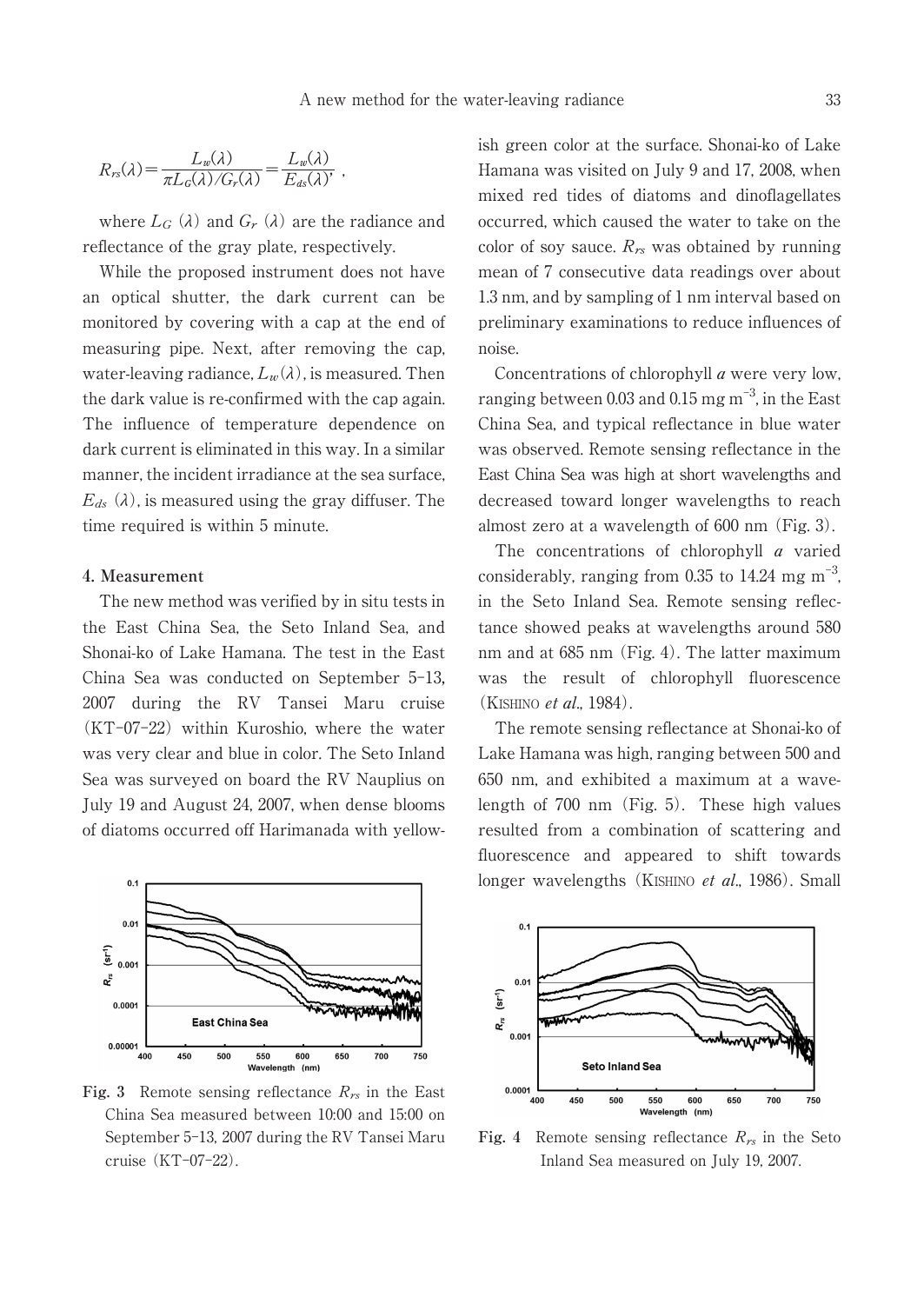$$R_{rs}(\lambda)=\frac{L_w(\lambda)}{\pi L_G(\lambda)/G_r(\lambda)}=\frac{L_w(\lambda)}{E_{ds}(\lambda)},$$

where $L_G(\lambda)$ and $G_r(\lambda)$ are the radiance and reflectance of the gray plate, respectively.

While the proposed instrument does not have an optical shutter, the dark current can be monitored by covering with a cap at the end of measuring pipe. Next, after removing the cap, water-leaving radiance, $L_w(\lambda)$, is measured. Then the dark value is re-confirmed with the cap again. The influence of temperature dependence on dark current is eliminated in this way. In a similar manner, the incident irradiance at the sea surface, $E_{ds}(\lambda)$, is measured using the gray diffuser. The time required is within 5 minute.

## 4. Measurement

The new method was verified by in situ tests in the East China Sea, the Seto Inland Sea, and Shonai-ko of Lake Hamana. The test in the East China Sea was conducted on September 5–13, 2007 during the RV Tansei Maru cruise (KT–07–22) within Kuroshio, where the water was very clear and blue in color. The Seto Inland Sea was surveyed on board the RV Nauplius on July 19 and August 24, 2007, when dense blooms of diatoms occurred off Harimanada with yellowish green color at the surface. Shonai-ko of Lake Hamana was visited on July 9 and 17, 2008, when mixed red tides of diatoms and dinoflagellates occurred, which caused the water to take on the color of soy sauce. $R_{rs}$ was obtained by running mean of 7 consecutive data readings over about 1.3 nm, and by sampling of 1 nm interval based on preliminary examinations to reduce influences of noise.

Concentrations of chlorophyll *a* were very low, ranging between 0.03 and 0.15 mg m$^{-3}$, in the East China Sea, and typical reflectance in blue water was observed. Remote sensing reflectance in the East China Sea was high at short wavelengths and decreased toward longer wavelengths to reach almost zero at a wavelength of 600 nm (Fig. 3).

The concentrations of chlorophyll *a* varied considerably, ranging from 0.35 to 14.24 mg m$^{-3}$, in the Seto Inland Sea. Remote sensing reflectance showed peaks at wavelengths around 580 nm and at 685 nm (Fig. 4). The latter maximum was the result of chlorophyll fluorescence (Kishino *et al*., 1984).

The remote sensing reflectance at Shonai-ko of Lake Hamana was high, ranging between 500 and 650 nm, and exhibited a maximum at a wavelength of 700 nm (Fig. 5). These high values resulted from a combination of scattering and fluorescence and appeared to shift towards longer wavelengths (Kishino *et al*., 1986). Small

**Fig. 3** Remote sensing reflectance $R_{rs}$ in the East China Sea measured between 10:00 and 15:00 on September 5–13, 2007 during the RV Tansei Maru cruise (KT–07–22).

**Fig. 4** Remote sensing reflectance $R_{rs}$ in the Seto Inland Sea measured on July 19, 2007.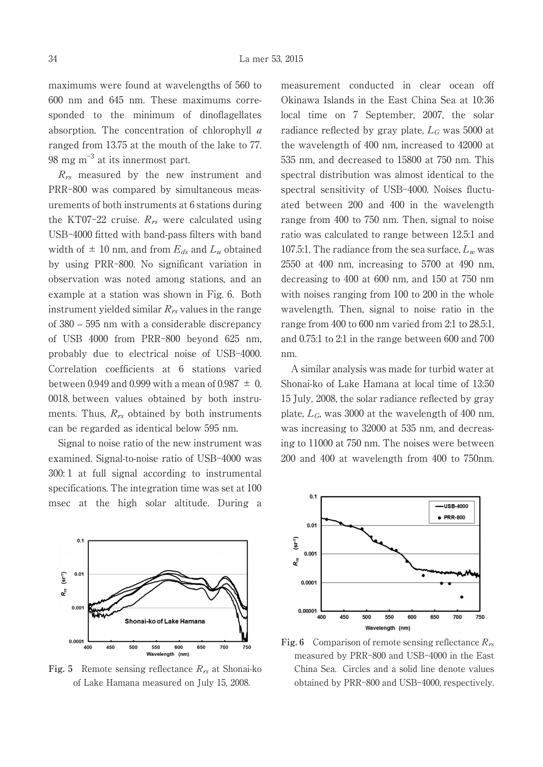maximums were found at wavelengths of 560 to 600 nm and 645 nm. These maximums corresponded to the minimum of dinoflagellates absorption. The concentration of chlorophyll *a* ranged from 13.75 at the mouth of the lake to 77.98 mg $m^{-3}$ at its innermost part.

$R_{rs}$ measured by the new instrument and PRR-800 was compared by simultaneous measurements of both instruments at 6 stations during the KT07-22 cruise. $R_{rs}$ were calculated using USB-4000 fitted with band-pass filters with band width of ± 10 nm, and from $E_{ds}$ and $L_u$ obtained by using PRR-800. No significant variation in observation was noted among stations, and an example at a station was shown in Fig. 6. Both instrument yielded similar $R_{rs}$ values in the range of 380 -- 595 nm with a considerable discrepancy of USB 4000 from PRR-800 beyond 625 nm, probably due to electrical noise of USB-4000. Correlation coefficients at 6 stations varied between 0.949 and 0.999 with a mean of 0.987 ± 0.0018. between values obtained by both instruments. Thus, $R_{rs}$ obtained by both instruments can be regarded as identical below 595 nm.

Signal to noise ratio of the new instrument was examined. Signal-to-noise ratio of USB-4000 was 300: 1 at full signal according to instrumental specifications. The integration time was set at 100 msec at the high solar altitude. During a measurement conducted in clear ocean off Okinawa Islands in the East China Sea at 10:36 local time on 7 September, 2007, the solar radiance reflected by gray plate, $L_G$ was 5000 at the wavelength of 400 nm, increased to 42000 at 535 nm, and decreased to 15800 at 750 nm. This spectral distribution was almost identical to the spectral sensitivity of USB-4000. Noises fluctuated between 200 and 400 in the wavelength range from 400 to 750 nm. Then, signal to noise ratio was calculated to range between 12.5:1 and 107.5:1. The radiance from the sea surface, $L_w$ was 2550 at 400 nm, increasing to 5700 at 490 nm, decreasing to 400 at 600 nm, and 150 at 750 nm with noises ranging from 100 to 200 in the whole wavelength. Then, signal to noise ratio in the range from 400 to 600 nm varied from 2:1 to 28.5:1, and 0.75:1 to 2:1 in the range between 600 and 700 nm.

A similar analysis was made for turbid water at Shonai-ko of Lake Hamana at local time of 13:50 15 July, 2008, the solar radiance reflected by gray plate, $L_G$, was 3000 at the wavelength of 400 nm, was increasing to 32000 at 535 nm, and decreasing to 11000 at 750 nm. The noises were between 200 and 400 at wavelength from 400 to 750nm.

**Fig. 5** Remote sensing reflectance $R_{rs}$ at Shonai-ko of Lake Hamana measured on July 15, 2008.

**Fig. 6** Comparison of remote sensing reflectance $R_{rs}$ measured by PRR-800 and USB-4000 in the East China Sea. Circles and a solid line denote values obtained by PRR-800 and USB-4000, respectively.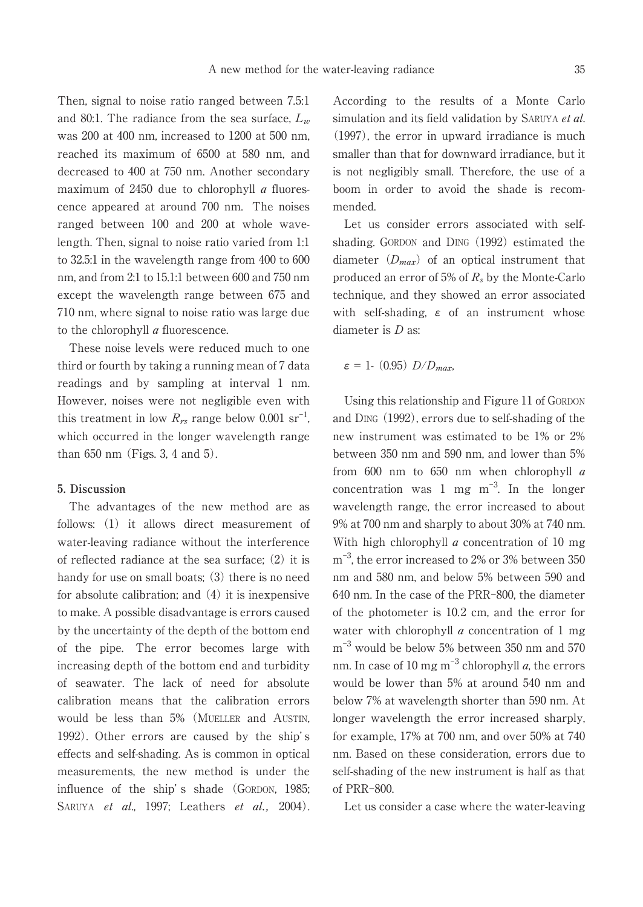Then, signal to noise ratio ranged between 7.5:1 and 80:1. The radiance from the sea surface, $L_w$ was 200 at 400 nm, increased to 1200 at 500 nm, reached its maximum of 6500 at 580 nm, and decreased to 400 at 750 nm. Another secondary maximum of 2450 due to chlorophyll *a* fluorescence appeared at around 700 nm. The noises ranged between 100 and 200 at whole wavelength. Then, signal to noise ratio varied from 1:1 to 32.5:1 in the wavelength range from 400 to 600 nm, and from 2:1 to 15.1:1 between 600 and 750 nm except the wavelength range between 675 and 710 nm, where signal to noise ratio was large due to the chlorophyll *a* fluorescence.

These noise levels were reduced much to one third or fourth by taking a running mean of 7 data readings and by sampling at interval 1 nm. However, noises were not negligible even with this treatment in low $R_{rs}$ range below 0.001 $sr^{-1}$, which occurred in the longer wavelength range than 650 nm (Figs. 3, 4 and 5).

## 5. Discussion

The advantages of the new method are as follows: (1) it allows direct measurement of water-leaving radiance without the interference of reflected radiance at the sea surface; (2) it is handy for use on small boats; (3) there is no need for absolute calibration; and (4) it is inexpensive to make. A possible disadvantage is errors caused by the uncertainty of the depth of the bottom end of the pipe. The error becomes large with increasing depth of the bottom end and turbidity of seawater. The lack of need for absolute calibration means that the calibration errors would be less than 5% (MUELLER and AUSTIN, 1992). Other errors are caused by the ship's effects and self-shading. As is common in optical measurements, the new method is under the influence of the ship's shade (GORDON, 1985; SARUYA *et al*., 1997; Leathers *et al.,* 2004). According to the results of a Monte Carlo simulation and its field validation by SARUYA *et al*. (1997), the error in upward irradiance is much smaller than that for downward irradiance, but it is not negligibly small. Therefore, the use of a boom in order to avoid the shade is recommended.

Let us consider errors associated with self-shading. GORDON and DING (1992) estimated the diameter ($D_{max}$) of an optical instrument that produced an error of 5% of $R_s$ by the Monte-Carlo technique, and they showed an error associated with self-shading, $\varepsilon$ of an instrument whose diameter is $D$ as:

$$\varepsilon = 1- (0.95)\ D/D_{max},$$

Using this relationship and Figure 11 of GORDON and DING (1992), errors due to self-shading of the new instrument was estimated to be 1% or 2% between 350 nm and 590 nm, and lower than 5% from 600 nm to 650 nm when chlorophyll *a* concentration was 1 mg $m^{-3}$. In the longer wavelength range, the error increased to about 9% at 700 nm and sharply to about 30% at 740 nm. With high chlorophyll *a* concentration of 10 mg $m^{-3}$, the error increased to 2% or 3% between 350 nm and 580 nm, and below 5% between 590 and 640 nm. In the case of the PRR-800, the diameter of the photometer is 10.2 cm, and the error for water with chlorophyll *a* concentration of 1 mg $m^{-3}$ would be below 5% between 350 nm and 570 nm. In case of 10 mg $m^{-3}$ chlorophyll *a*, the errors would be lower than 5% at around 540 nm and below 7% at wavelength shorter than 590 nm. At longer wavelength the error increased sharply, for example, 17% at 700 nm, and over 50% at 740 nm. Based on these consideration, errors due to self-shading of the new instrument is half as that of PRR-800.

Let us consider a case where the water-leaving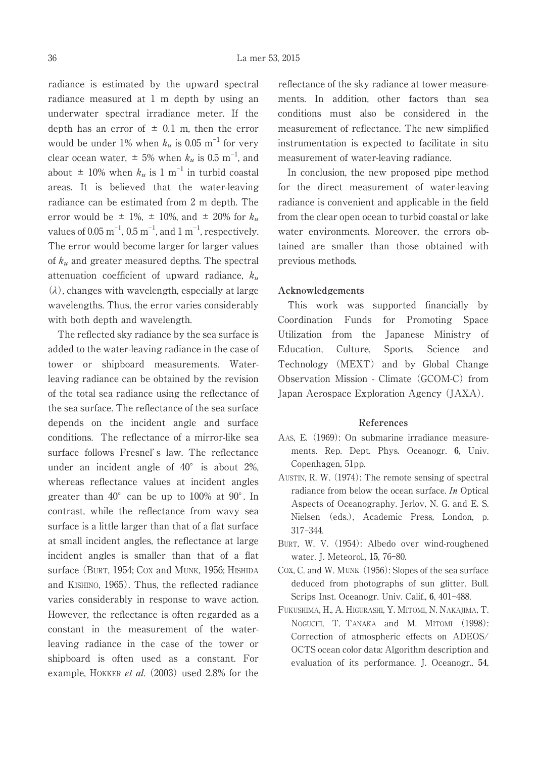radiance is estimated by the upward spectral radiance measured at 1 m depth by using an underwater spectral irradiance meter. If the depth has an error of ± 0.1 m, then the error would be under 1% when $k_u$ is 0.05 $m^{-1}$ for very clear ocean water, ± 5% when $k_u$ is 0.5 $m^{-1}$, and about ± 10% when $k_u$ is 1 $m^{-1}$ in turbid coastal areas. It is believed that the water-leaving radiance can be estimated from 2 m depth. The error would be ± 1%, ± 10%, and ± 20% for $k_u$ values of 0.05 $m^{-1}$, 0.5 $m^{-1}$, and 1 $m^{-1}$, respectively. The error would become larger for larger values of $k_u$ and greater measured depths. The spectral attenuation coefficient of upward radiance, $k_u$ $(\lambda)$, changes with wavelength, especially at large wavelengths. Thus, the error varies considerably with both depth and wavelength.

The reflected sky radiance by the sea surface is added to the water-leaving radiance in the case of tower or shipboard measurements. Water-leaving radiance can be obtained by the revision of the total sea radiance using the reflectance of the sea surface. The reflectance of the sea surface depends on the incident angle and surface conditions. The reflectance of a mirror-like sea surface follows Fresnel's law. The reflectance under an incident angle of 40° is about 2%, whereas reflectance values at incident angles greater than 40° can be up to 100% at 90°. In contrast, while the reflectance from wavy sea surface is a little larger than that of a flat surface at small incident angles, the reflectance at large incident angles is smaller than that of a flat surface (BURT, 1954; COX and MUNK, 1956; HISHIDA and KISHINO, 1965). Thus, the reflected radiance varies considerably in response to wave action. However, the reflectance is often regarded as a constant in the measurement of the water-leaving radiance in the case of the tower or shipboard is often used as a constant. For example, HOKKER *et al.* (2003) used 2.8% for the reflectance of the sky radiance at tower measurements. In addition, other factors than sea conditions must also be considered in the measurement of reflectance. The new simplified instrumentation is expected to facilitate in situ measurement of water-leaving radiance.

In conclusion, the new proposed pipe method for the direct measurement of water-leaving radiance is convenient and applicable in the field from the clear open ocean to turbid coastal or lake water environments. Moreover, the errors obtained are smaller than those obtained with previous methods.

## Acknowledgements

This work was supported financially by Coordination Funds for Promoting Space Utilization from the Japanese Ministry of Education, Culture, Sports, Science and Technology (MEXT) and by Global Change Observation Mission - Climate (GCOM-C) from Japan Aerospace Exploration Agency (JAXA).

## References

AAS, E. (1969): On submarine irradiance measurements. Rep. Dept. Phys. Oceanogr. **6**, Univ. Copenhagen, 51pp.

AUSTIN, R. W. (1974): The remote sensing of spectral radiance from below the ocean surface. *In* Optical Aspects of Oceanography. Jerlov, N. G. and E. S. Nielsen (eds.), Academic Press, London, p. 317–344.

BURT, W. V. (1954): Albedo over wind-roughened water. J. Meteorol., **15**, 76–80.

COX, C. and W. MUNK (1956): Slopes of the sea surface deduced from photographs of sun glitter. Bull. Scrips Inst. Oceanogr. Univ. Calif., **6**, 401–488.

FUKUSHIMA, H., A. HIGURASHI, Y. MITOMI, N. NAKAJIMA, T. NOGUCHI, T. TANAKA and M. MITOMI (1998): Correction of atmospheric effects on ADEOS/OCTS ocean color data: Algorithm description and evaluation of its performance. J. Oceanogr., **54**,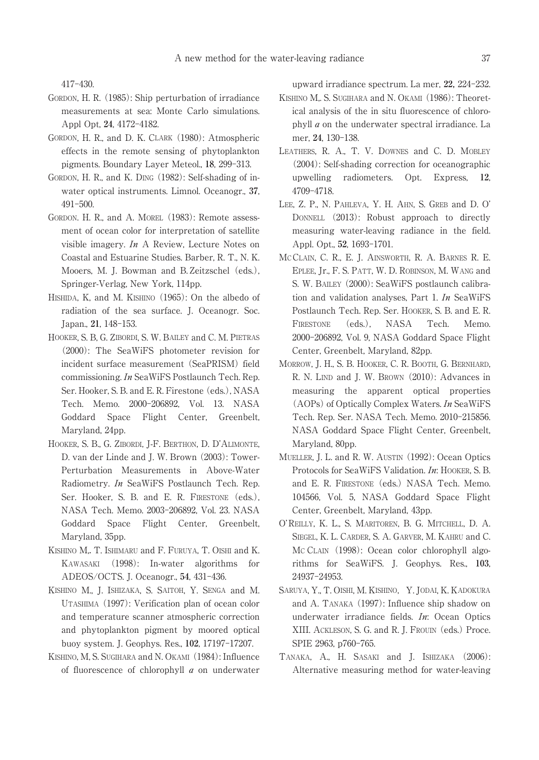417–430.

GORDON, H. R. (1985): Ship perturbation of irradiance measurements at sea: Monte Carlo simulations. Appl Opt, **24**, 4172–4182.

GORDON, H. R., and D. K. CLARK (1980): Atmospheric effects in the remote sensing of phytoplankton pigments. Boundary Layer Meteol., **18**, 299–313.

GORDON, H. R., and K. DING (1982): Self-shading of in-water optical instruments. Limnol. Oceanogr., **37**, 491–500.

GORDON. H. R., and A. MOREL (1983): Remote assessment of ocean color for interpretation of satellite visible imagery. *In* A Review, Lecture Notes on Coastal and Estuarine Studies. Barber, R. T., N. K. Mooers, M. J. Bowman and B. Zeitzschel (eds.), Springer-Verlag, New York, 114pp.

HISHIDA, K, and M. KISHINO (1965): On the albedo of radiation of the sea surface. J. Oceanogr. Soc. Japan., **21**, 148–153.

HOOKER, S. B, G. ZIBORDI, S. W. BAILEY and C. M. PIETRAS (2000): The SeaWiFS photometer revision for incident surface measurement (SeaPRISM) field commissioning. *In* SeaWiFS Postlaunch Tech. Rep. Ser. Hooker, S. B. and E. R. Firestone (eds.), NASA Tech. Memo. 2000–206892, Vol. 13. NASA Goddard Space Flight Center, Greenbelt, Maryland, 24pp.

HOOKER, S. B., G. ZIBORDI, J-F. BERTHON, D. D'ALIMONTE, D. van der Linde and J. W. Brown (2003): Tower-Perturbation Measurements in Above-Water Radiometry. *In* SeaWiFS Postlaunch Tech. Rep. Ser. Hooker, S. B. and E. R. FIRESTONE (eds.), NASA Tech. Memo. 2003–206892, Vol. 23. NASA Goddard Space Flight Center, Greenbelt, Maryland, 35pp.

KISHINO M,. T. ISHIMARU and F. FURUYA, T. OISHI and K. KAWASAKI (1998): In-water algorithms for ADEOS/OCTS. J. Oceanogr., **54**, 431–436.

KISHINO M., J. ISHIZAKA, S. SAITOH, Y. SENGA and M. UTASHIMA (1997): Verification plan of ocean color and temperature scanner atmospheric correction and phytoplankton pigment by moored optical buoy system. J. Geophys. Res., **102**, 17197–17207.

KISHINO, M, S. SUGIHARA and N. OKAMI (1984): Influence of fluorescence of chlorophyll *a* on underwater upward irradiance spectrum. La mer, **22,** 224–232.

KISHINO M,. S. SUGIHARA and N. OKAMI (1986): Theoretical analysis of the in situ fluorescence of chlorophyll *a* on the underwater spectral irradiance. La mer, **24**, 130–138.

LEATHERS, R. A., T. V. DOWNES and C. D. MOBLEY (2004): Self-shading correction for oceanographic upwelling radiometers. Opt. Express, **12**, 4709–4718.

LEE, Z. P., N. PAHLEVA, Y. H. AHN, S. GREB and D. O' DONNELL (2013): Robust approach to directly measuring water-leaving radiance in the field. Appl. Opt., **52**, 1693–1701.

MC CLAIN, C. R., E. J. AINSWORTH, R. A. BARNES R. E. EPLEE, Jr., F. S. PATT, W. D. ROBINSON, M. WANG and S. W. BAILEY (2000): SeaWiFS postlaunch calibration and validation analyses, Part 1. *In* SeaWiFS Postlaunch Tech. Rep. Ser. HOOKER, S. B. and E. R. FIRESTONE (eds.), NASA Tech. Memo. 2000–206892, Vol. 9, NASA Goddard Space Flight Center, Greenbelt, Maryland, 82pp.

MORROW, J. H., S. B. HOOKER, C. R. BOOTH, G. BERNHARD, R. N. LIND and J. W. BROWN (2010): Advances in measuring the apparent optical properties (AOPs) of Optically Complex Waters. *In* SeaWiFS Tech. Rep. Ser. NASA Tech. Memo. 2010–215856. NASA Goddard Space Flight Center, Greenbelt, Maryland, 80pp.

MUELLER, J. L. and R. W. AUSTIN (1992): Ocean Optics Protocols for SeaWiFS Validation. *In*: HOOKER, S. B. and E. R. FIRESTONE (eds.) NASA Tech. Memo. 104566, Vol. 5, NASA Goddard Space Flight Center, Greenbelt, Maryland, 43pp.

O'REILLY, K. L., S. MARITOREN, B. G. MITCHELL, D. A. SIEGEL, K. L. CARDER, S. A. GARVER, M. KAHRU and C. MC CLAIN (1998): Ocean color chlorophyll algorithms for SeaWiFS. J. Geophys. Res., **103**, 24937–24953.

SARUYA, Y., T. OISHI, M. KISHINO, Y. JODAI, K. KADOKURA and A. TANAKA (1997): Influence ship shadow on underwater irradiance fields. *In*: Ocean Optics XIII. ACKLESON, S. G. and R. J. FROUIN (eds.) Proce. SPIE 2963, p760–765.

TANAKA, A., H. SASAKI and J. ISHIZAKA (2006): Alternative measuring method for water-leaving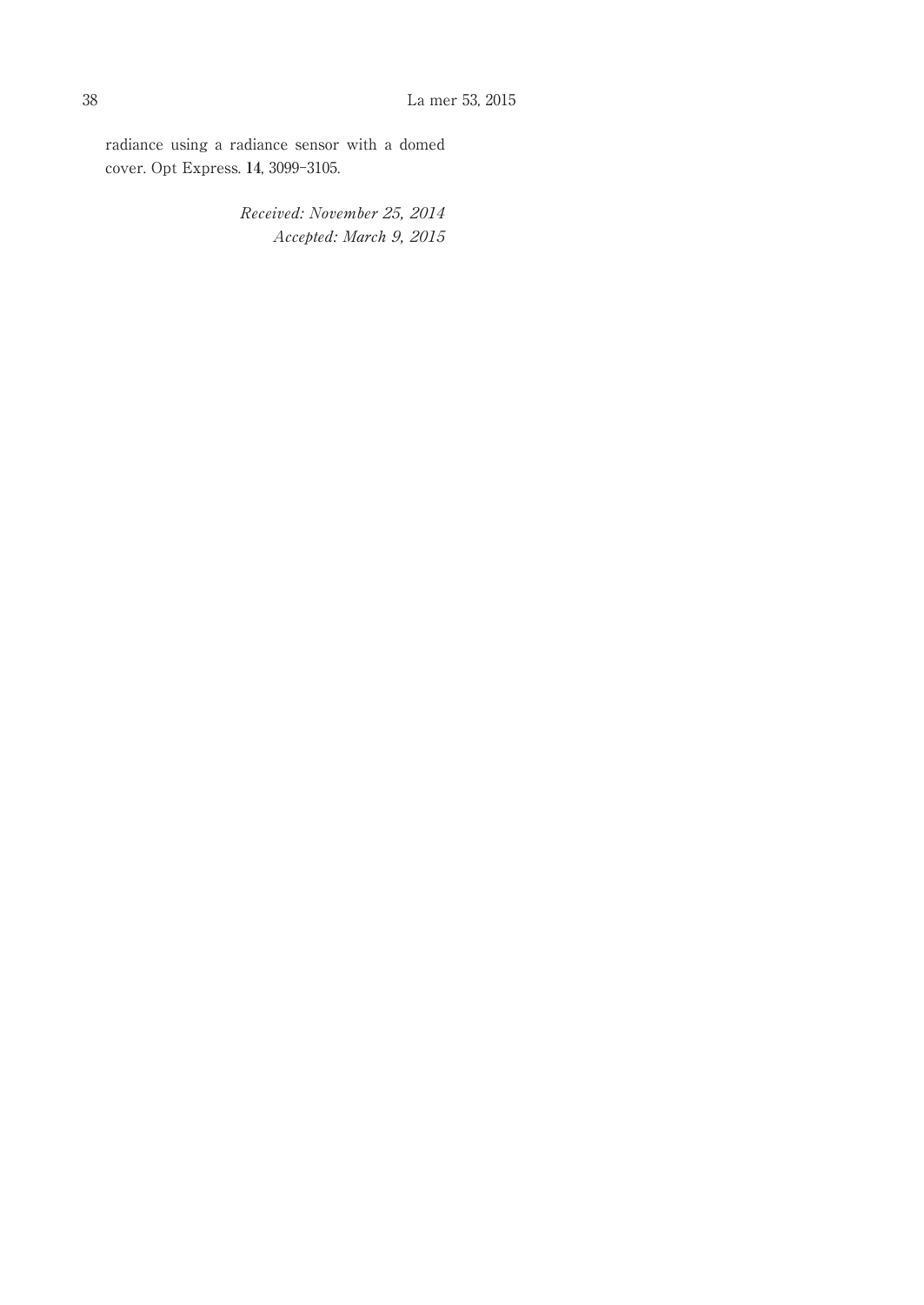radiance using a radiance sensor with a domed cover. Opt Express. **14**, 3099–3105.

*Received: November 25, 2014*
*Accepted: March 9, 2015*